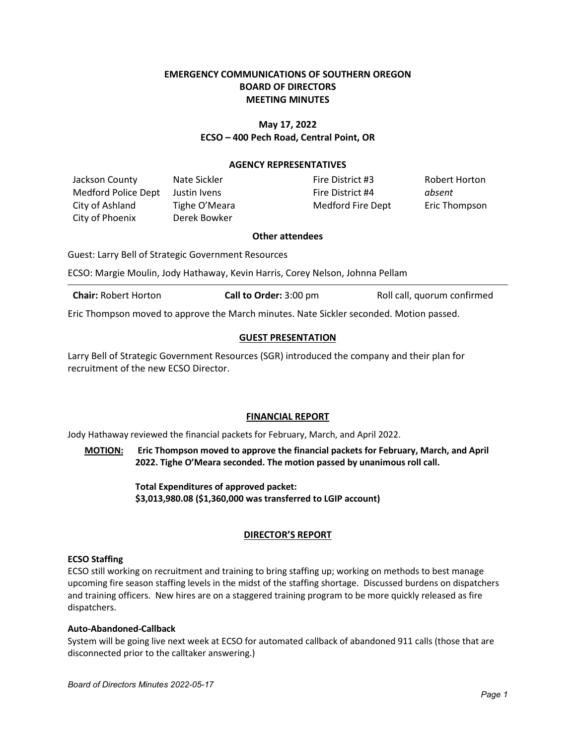# EMERGENCY COMMUNICATIONS OF SOUTHERN OREGON
# BOARD OF DIRECTORS
# MEETING MINUTES

**May 17, 2022**
**ECSO – 400 Pech Road, Central Point, OR**

## AGENCY REPRESENTATIVES

| | | | |
|---|---|---|---|
| Jackson County | Nate Sickler | Fire District #3 | Robert Horton |
| Medford Police Dept | Justin Ivens | Fire District #4 | *absent* |
| City of Ashland | Tighe O'Meara | Medford Fire Dept | Eric Thompson |
| City of Phoenix | Derek Bowker | | |

**Other attendees**

Guest: Larry Bell of Strategic Government Resources

ECSO: Margie Moulin, Jody Hathaway, Kevin Harris, Corey Nelson, Johnna Pellam

---

**Chair:** Robert Horton | **Call to Order:** 3:00 pm | Roll call, quorum confirmed

Eric Thompson moved to approve the March minutes. Nate Sickler seconded. Motion passed.

## GUEST PRESENTATION

Larry Bell of Strategic Government Resources (SGR) introduced the company and their plan for recruitment of the new ECSO Director.

## FINANCIAL REPORT

Jody Hathaway reviewed the financial packets for February, March, and April 2022.

**MOTION:** **Eric Thompson moved to approve the financial packets for February, March, and April 2022. Tighe O'Meara seconded. The motion passed by unanimous roll call.**

**Total Expenditures of approved packet:**
**$3,013,980.08 ($1,360,000 was transferred to LGIP account)**

## DIRECTOR'S REPORT

### ECSO Staffing

ECSO still working on recruitment and training to bring staffing up; working on methods to best manage upcoming fire season staffing levels in the midst of the staffing shortage. Discussed burdens on dispatchers and training officers. New hires are on a staggered training program to be more quickly released as fire dispatchers.

### Auto-Abandoned-Callback

System will be going live next week at ECSO for automated callback of abandoned 911 calls (those that are disconnected prior to the calltaker answering.)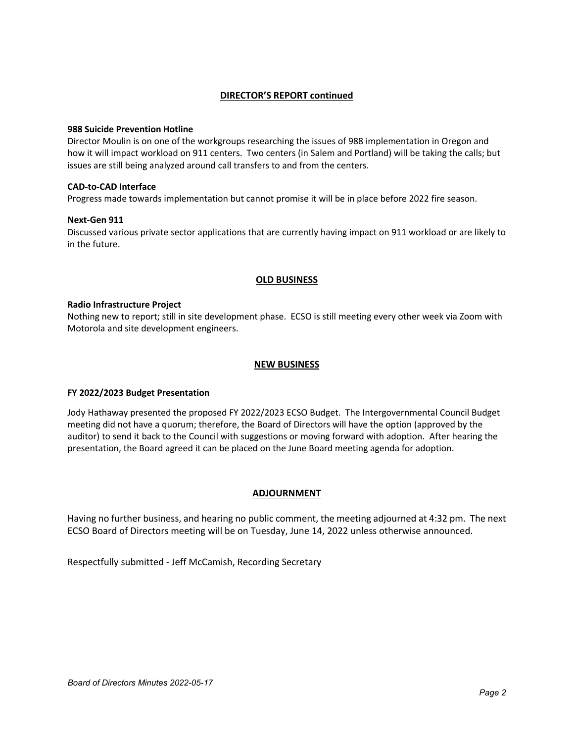## DIRECTOR'S REPORT continued

**988 Suicide Prevention Hotline**
Director Moulin is on one of the workgroups researching the issues of 988 implementation in Oregon and how it will impact workload on 911 centers. Two centers (in Salem and Portland) will be taking the calls; but issues are still being analyzed around call transfers to and from the centers.

**CAD-to-CAD Interface**
Progress made towards implementation but cannot promise it will be in place before 2022 fire season.

**Next-Gen 911**
Discussed various private sector applications that are currently having impact on 911 workload or are likely to in the future.

## OLD BUSINESS

**Radio Infrastructure Project**
Nothing new to report; still in site development phase. ECSO is still meeting every other week via Zoom with Motorola and site development engineers.

## NEW BUSINESS

**FY 2022/2023 Budget Presentation**

Jody Hathaway presented the proposed FY 2022/2023 ECSO Budget. The Intergovernmental Council Budget meeting did not have a quorum; therefore, the Board of Directors will have the option (approved by the auditor) to send it back to the Council with suggestions or moving forward with adoption. After hearing the presentation, the Board agreed it can be placed on the June Board meeting agenda for adoption.

## ADJOURNMENT

Having no further business, and hearing no public comment, the meeting adjourned at 4:32 pm. The next ECSO Board of Directors meeting will be on Tuesday, June 14, 2022 unless otherwise announced.

Respectfully submitted - Jeff McCamish, Recording Secretary